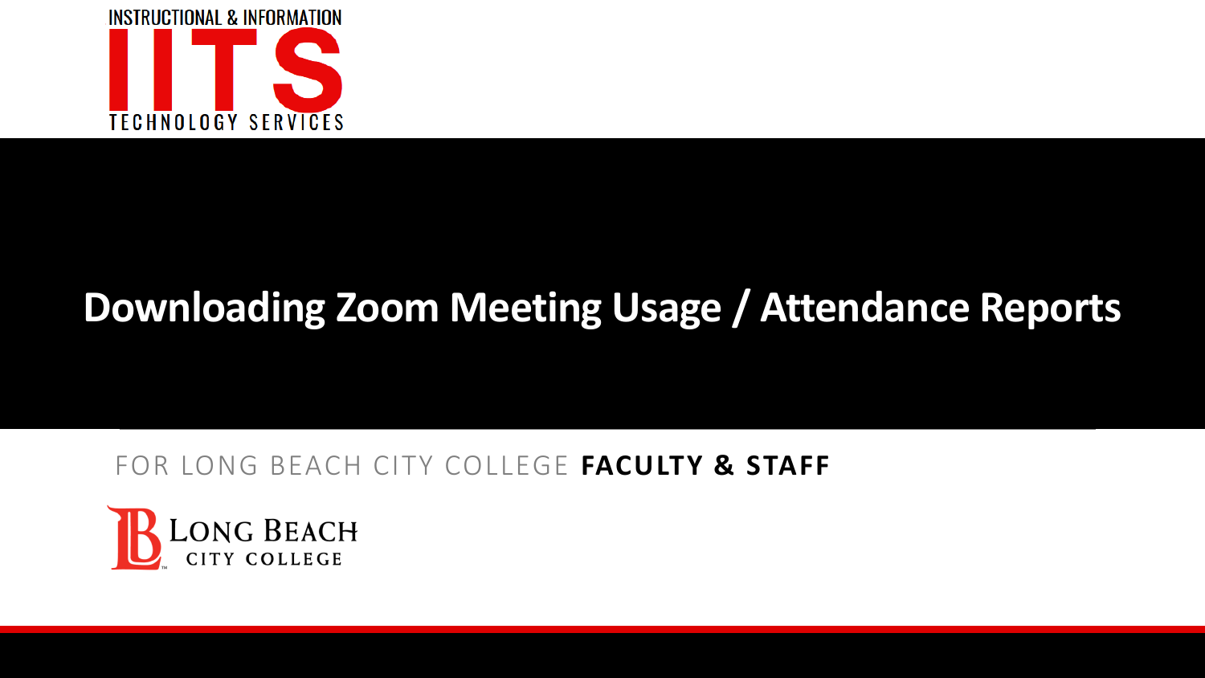INSTRUCTIONAL & INFORMATION

IITS

TECHNOLOGY SERVICES

# Downloading Zoom Meeting Usage / Attendance Reports

FOR LONG BEACH CITY COLLEGE **FACULTY & STAFF**

LONG BEACH CITY COLLEGE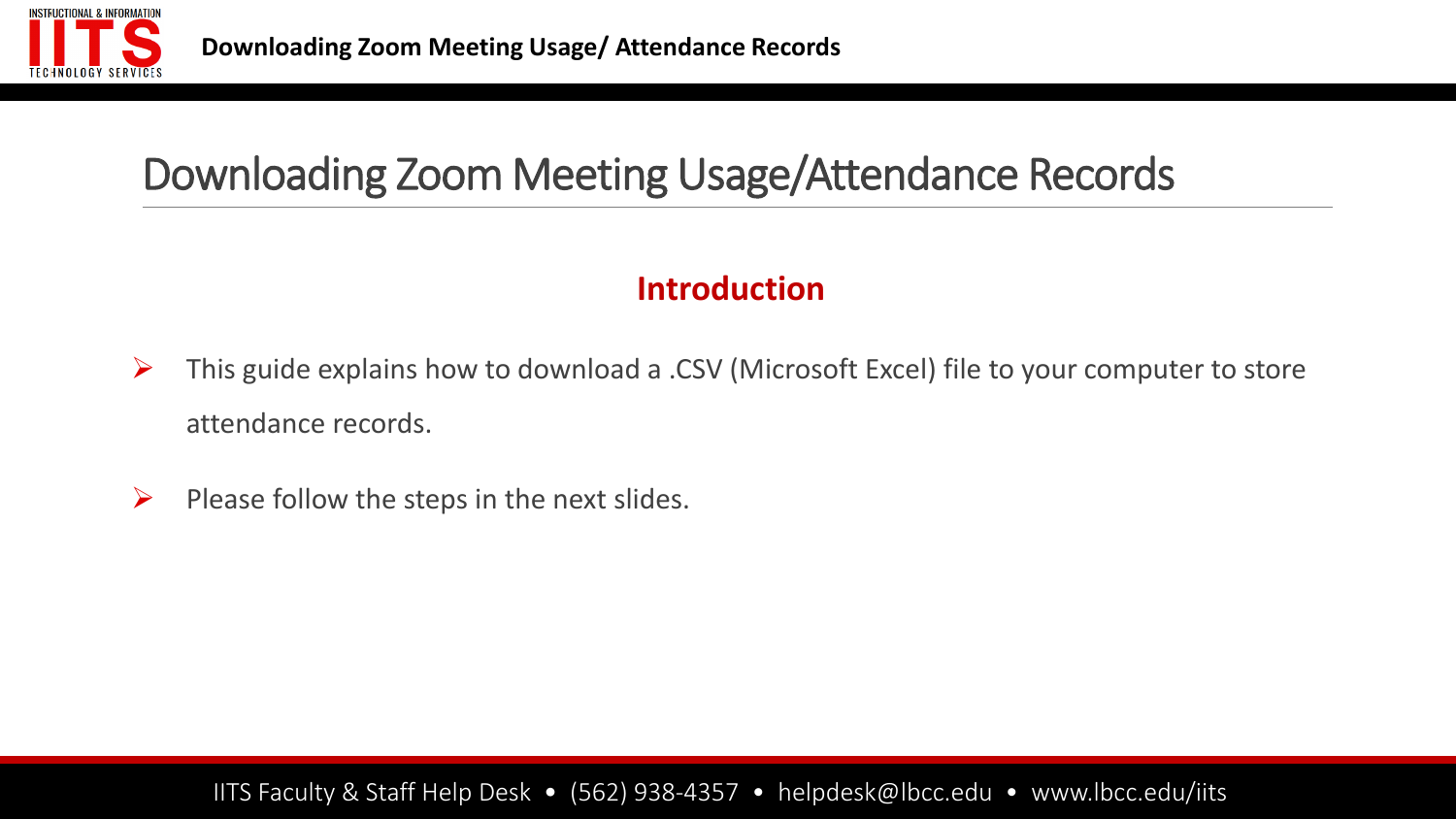# Downloading Zoom Meeting Usage/Attendance Records

## Introduction

- This guide explains how to download a .CSV (Microsoft Excel) file to your computer to store attendance records.
- Please follow the steps in the next slides.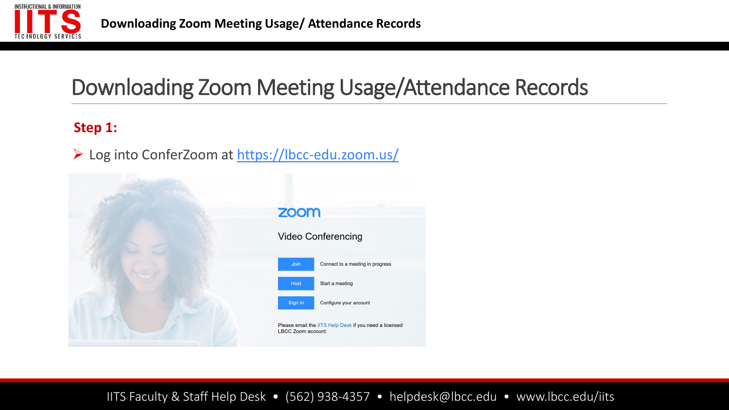# Downloading Zoom Meeting Usage/Attendance Records

**Step 1:**

- Log into ConferZoom at [https://lbcc-edu.zoom.us/](https://lbcc-edu.zoom.us/)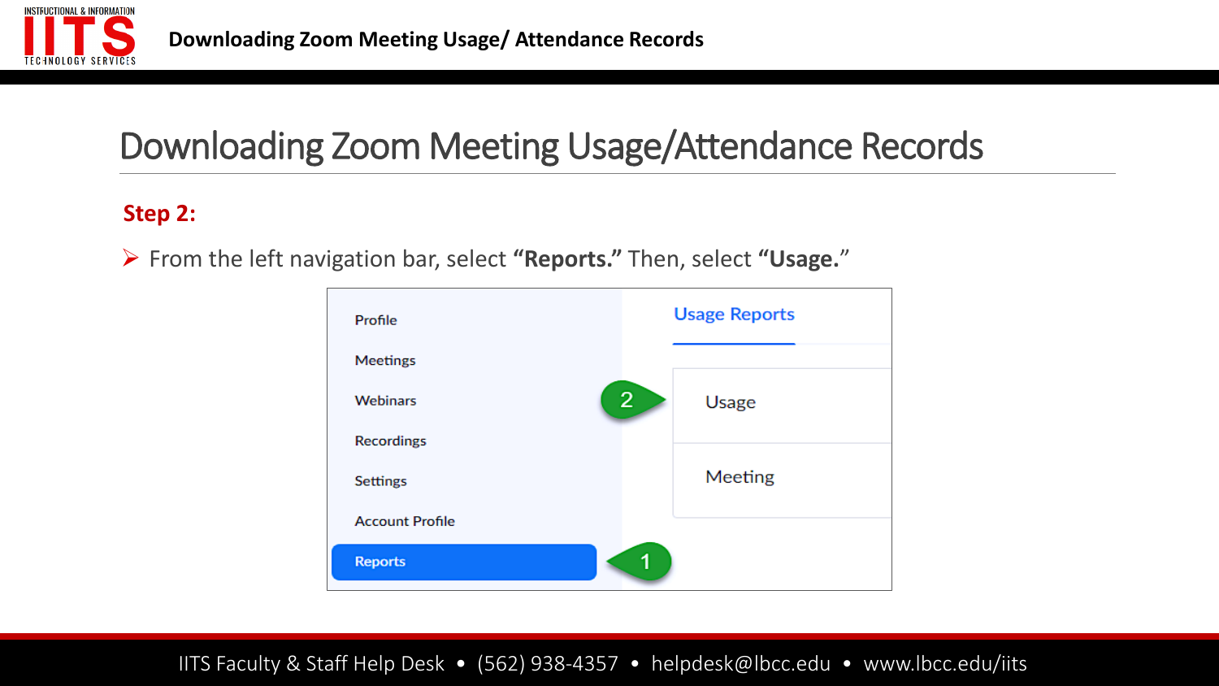# Downloading Zoom Meeting Usage/Attendance Records

**Step 2:**

- From the left navigation bar, select **"Reports."** Then, select **"Usage.**"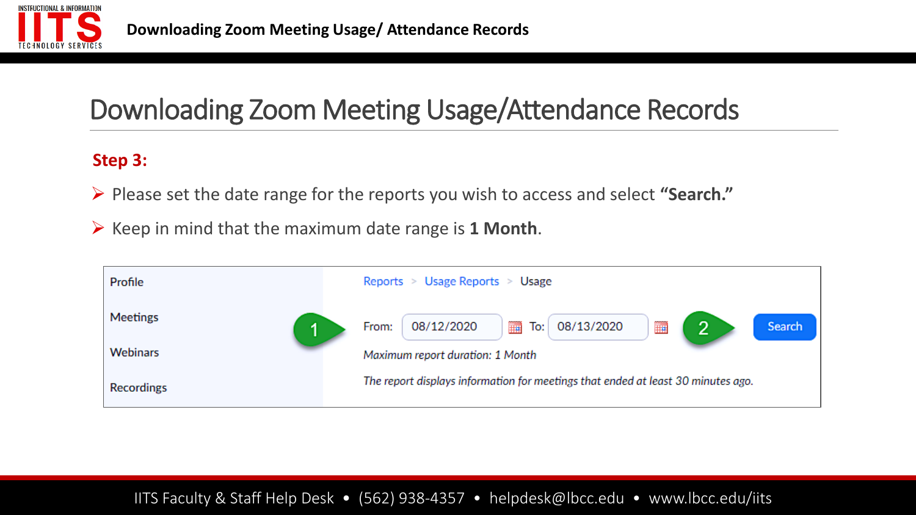# Downloading Zoom Meeting Usage/Attendance Records

**Step 3:**

- Please set the date range for the reports you wish to access and select **"Search."**
- Keep in mind that the maximum date range is **1 Month**.

Profile

Meetings

Webinars

Recordings

Reports > Usage Reports > Usage

1 From: 08/12/2020 To: 08/13/2020 2 Search

*Maximum report duration: 1 Month*

*The report displays information for meetings that ended at least 30 minutes ago.*

IITS Faculty & Staff Help Desk • (562) 938-4357 • helpdesk@lbcc.edu • www.lbcc.edu/iits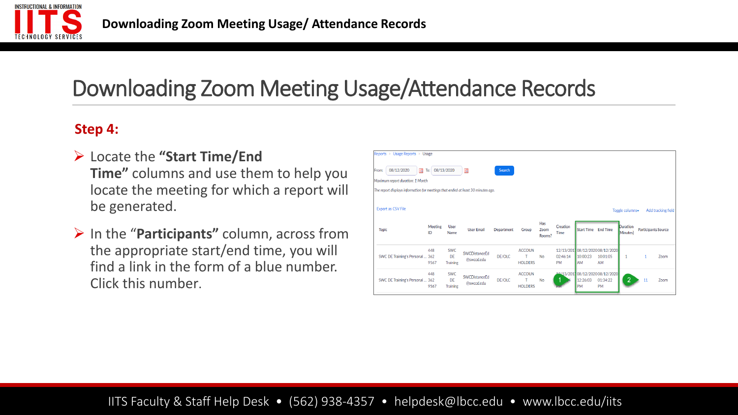# Downloading Zoom Meeting Usage/Attendance Records

## Step 4:

- Locate the **"Start Time/End Time"** columns and use them to help you locate the meeting for which a report will be generated.
- In the "**Participants"** column, across from the appropriate start/end time, you will find a link in the form of a blue number. Click this number.

Reports > Usage Reports > Usage

From: 08/12/2020 To: 08/13/2020 Search

Maximum report duration: 1 Month

The report displays information for meetings that ended at least 30 minutes ago.

Export as CSV File | Toggle columns | Add tracking field

| Topic | Meeting ID | User Name | User Email | Department | Group | Has Zoom Rooms? | Creation Time | Start Time | End Time | Duration (Minutes) | Participants | Source |
|---|---|---|---|---|---|---|---|---|---|---|---|---|
| SWC DE Training's Personal ... | 448 362 9567 | SWC DE Training | SWCDistanceEd @swccd.edu | DE/OLC | ACCOUNT HOLDERS | No | 12/13/2017 02:46:14 PM | 08/12/2020 10:00:23 AM | 08/12/2020 10:01:05 AM | 1 | 1 | Zoom |
| SWC DE Training's Personal ... | 448 362 9567 | SWC DE Training | SWCDistanceEd @swccd.edu | DE/OLC | ACCOUNT HOLDERS | No | 12/13/2017 ...4 PM | 08/12/2020 12:26:03 PM | 08/12/2020 01:34:22 PM | | 11 | Zoom |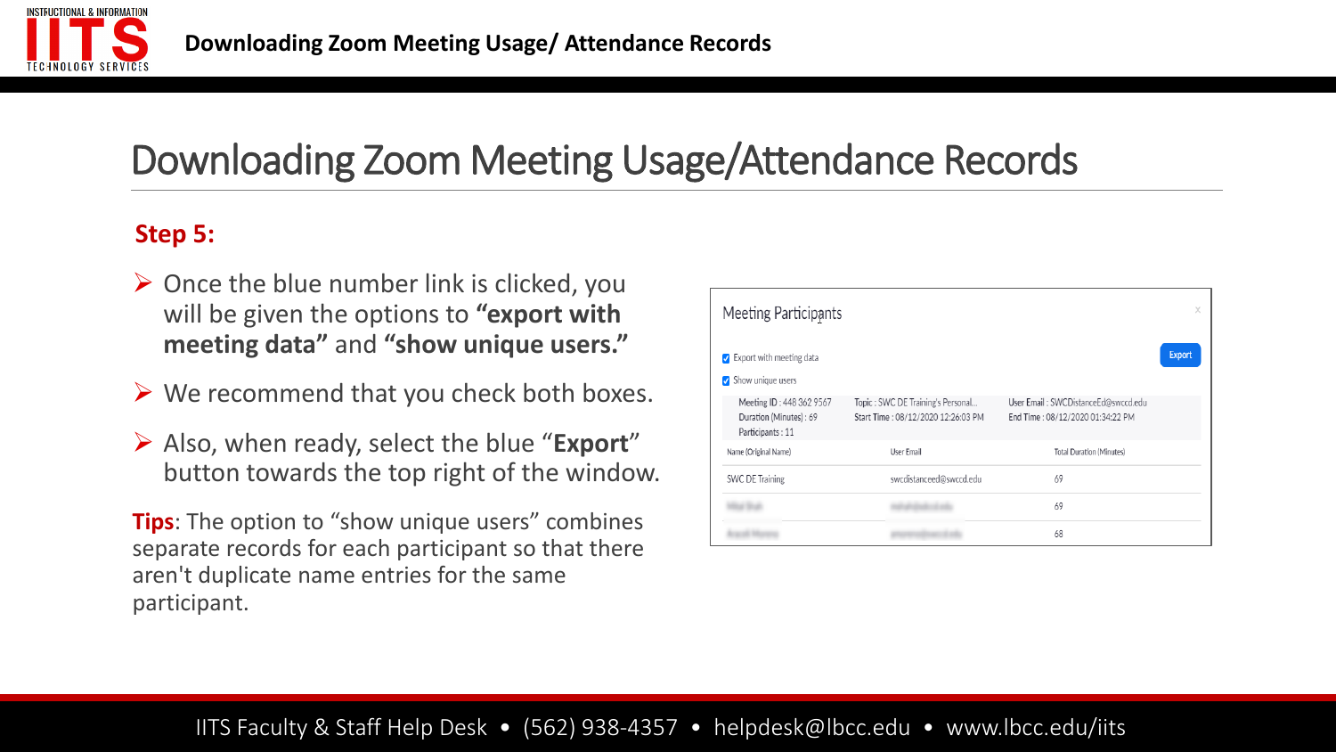# Downloading Zoom Meeting Usage/Attendance Records

**Step 5:**

- Once the blue number link is clicked, you will be given the options to **"export with meeting data"** and **"show unique users."**
- We recommend that you check both boxes.
- Also, when ready, select the blue "**Export**" button towards the top right of the window.

**Tips**: The option to "show unique users" combines separate records for each participant so that there aren't duplicate name entries for the same participant.

Meeting Participants

- [x] Export with meeting data
- [x] Show unique users

Export

Meeting ID : 448 362 9567 | Topic : SWC DE Training's Personal... | User Email : SWCDistanceEd@swccd.edu
Duration (Minutes) : 69 | Start Time : 08/12/2020 12:26:03 PM | End Time : 08/12/2020 01:34:22 PM
Participants : 11

| Name (Original Name) | User Email | Total Duration (Minutes) |
|---|---|---|
| SWC DE Training | swcdistanceed@swccd.edu | 69 |
| | | 69 |
| | | 68 |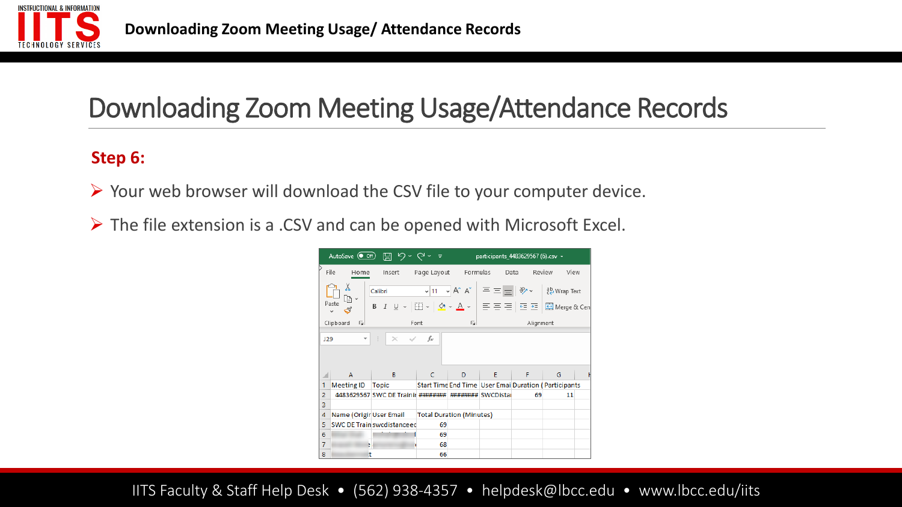# Downloading Zoom Meeting Usage/Attendance Records

**Step 6:**

- Your web browser will download the CSV file to your computer device.
- The file extension is a .CSV and can be opened with Microsoft Excel.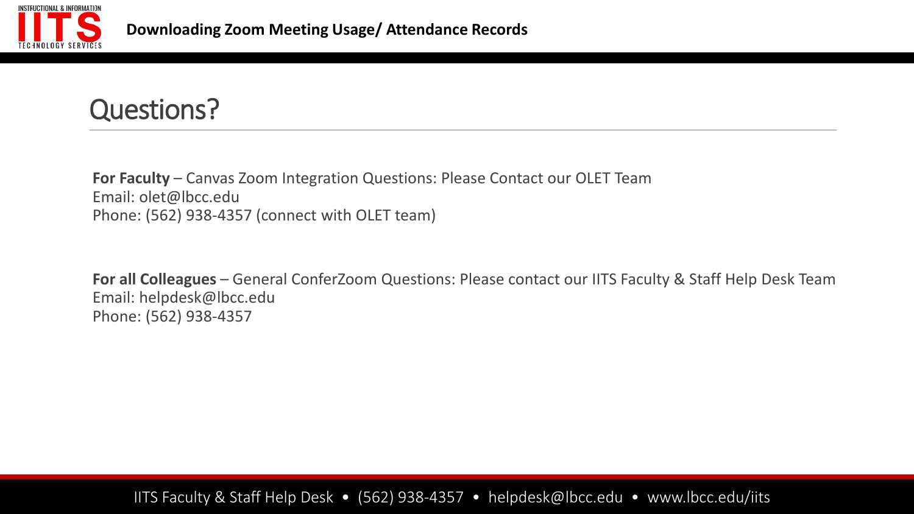# Questions?

**For Faculty** – Canvas Zoom Integration Questions: Please Contact our OLET Team
Email: olet@lbcc.edu
Phone: (562) 938-4357 (connect with OLET team)

**For all Colleagues** – General ConferZoom Questions: Please contact our IITS Faculty & Staff Help Desk Team
Email: helpdesk@lbcc.edu
Phone: (562) 938-4357